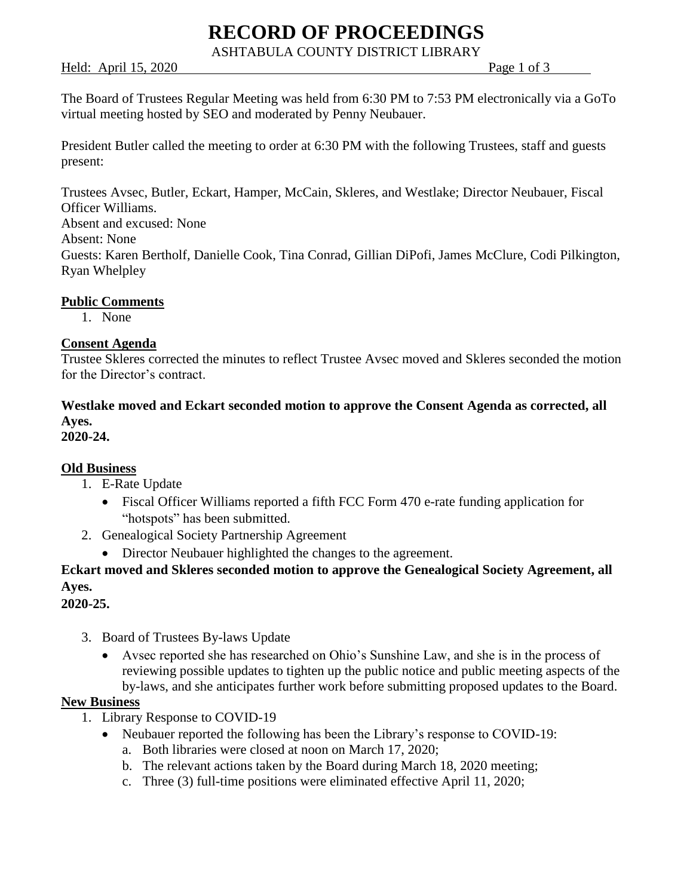# RECORD OF PROCEEDINGS

ASHTABULA COUNTY DISTRICT LIBRARY

Held: April 15, 2020

The Board of Trustees Regular Meeting was held from 6:30 PM to 7:53 PM electronically via a GoTo virtual meeting hosted by SEO and moderated by Penny Neubauer.

President Butler called the meeting to order at 6:30 PM with the following Trustees, staff and guests present:

Trustees Avsec, Butler, Eckart, Hamper, McCain, Skleres, and Westlake; Director Neubauer, Fiscal Officer Williams.
Absent and excused: None
Absent: None
Guests: Karen Bertholf, Danielle Cook, Tina Conrad, Gillian DiPofi, James McClure, Codi Pilkington, Ryan Whelpley

**Public Comments**

1. None

**Consent Agenda**

Trustee Skleres corrected the minutes to reflect Trustee Avsec moved and Skleres seconded the motion for the Director's contract.

**Westlake moved and Eckart seconded motion to approve the Consent Agenda as corrected, all Ayes.**
**2020-24.**

**Old Business**

1. E-Rate Update
   - Fiscal Officer Williams reported a fifth FCC Form 470 e-rate funding application for "hotspots" has been submitted.
2. Genealogical Society Partnership Agreement
   - Director Neubauer highlighted the changes to the agreement.

**Eckart moved and Skleres seconded motion to approve the Genealogical Society Agreement, all Ayes.**
**2020-25.**

3. Board of Trustees By-laws Update
   - Avsec reported she has researched on Ohio's Sunshine Law, and she is in the process of reviewing possible updates to tighten up the public notice and public meeting aspects of the by-laws, and she anticipates further work before submitting proposed updates to the Board.

**New Business**

1. Library Response to COVID-19
   - Neubauer reported the following has been the Library's response to COVID-19:
     a. Both libraries were closed at noon on March 17, 2020;
     b. The relevant actions taken by the Board during March 18, 2020 meeting;
     c. Three (3) full-time positions were eliminated effective April 11, 2020;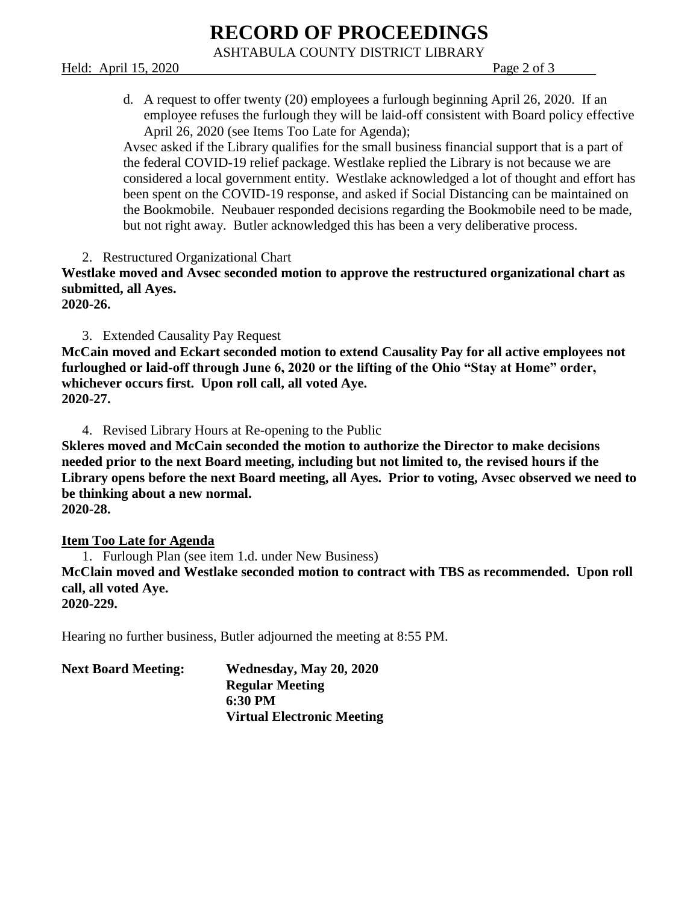d. A request to offer twenty (20) employees a furlough beginning April 26, 2020. If an employee refuses the furlough they will be laid-off consistent with Board policy effective April 26, 2020 (see Items Too Late for Agenda);

Avsec asked if the Library qualifies for the small business financial support that is a part of the federal COVID-19 relief package. Westlake replied the Library is not because we are considered a local government entity. Westlake acknowledged a lot of thought and effort has been spent on the COVID-19 response, and asked if Social Distancing can be maintained on the Bookmobile. Neubauer responded decisions regarding the Bookmobile need to be made, but not right away. Butler acknowledged this has been a very deliberative process.

2. Restructured Organizational Chart

**Westlake moved and Avsec seconded motion to approve the restructured organizational chart as submitted, all Ayes.**
**2020-26.**

3. Extended Causality Pay Request

**McCain moved and Eckart seconded motion to extend Causality Pay for all active employees not furloughed or laid-off through June 6, 2020 or the lifting of the Ohio "Stay at Home" order, whichever occurs first. Upon roll call, all voted Aye.**
**2020-27.**

4. Revised Library Hours at Re-opening to the Public

**Skleres moved and McCain seconded the motion to authorize the Director to make decisions needed prior to the next Board meeting, including but not limited to, the revised hours if the Library opens before the next Board meeting, all Ayes. Prior to voting, Avsec observed we need to be thinking about a new normal.**
**2020-28.**

**Item Too Late for Agenda**

1. Furlough Plan (see item 1.d. under New Business)

**McClain moved and Westlake seconded motion to contract with TBS as recommended. Upon roll call, all voted Aye.**
**2020-229.**

Hearing no further business, Butler adjourned the meeting at 8:55 PM.

**Next Board Meeting:** **Wednesday, May 20, 2020**
**Regular Meeting**
**6:30 PM**
**Virtual Electronic Meeting**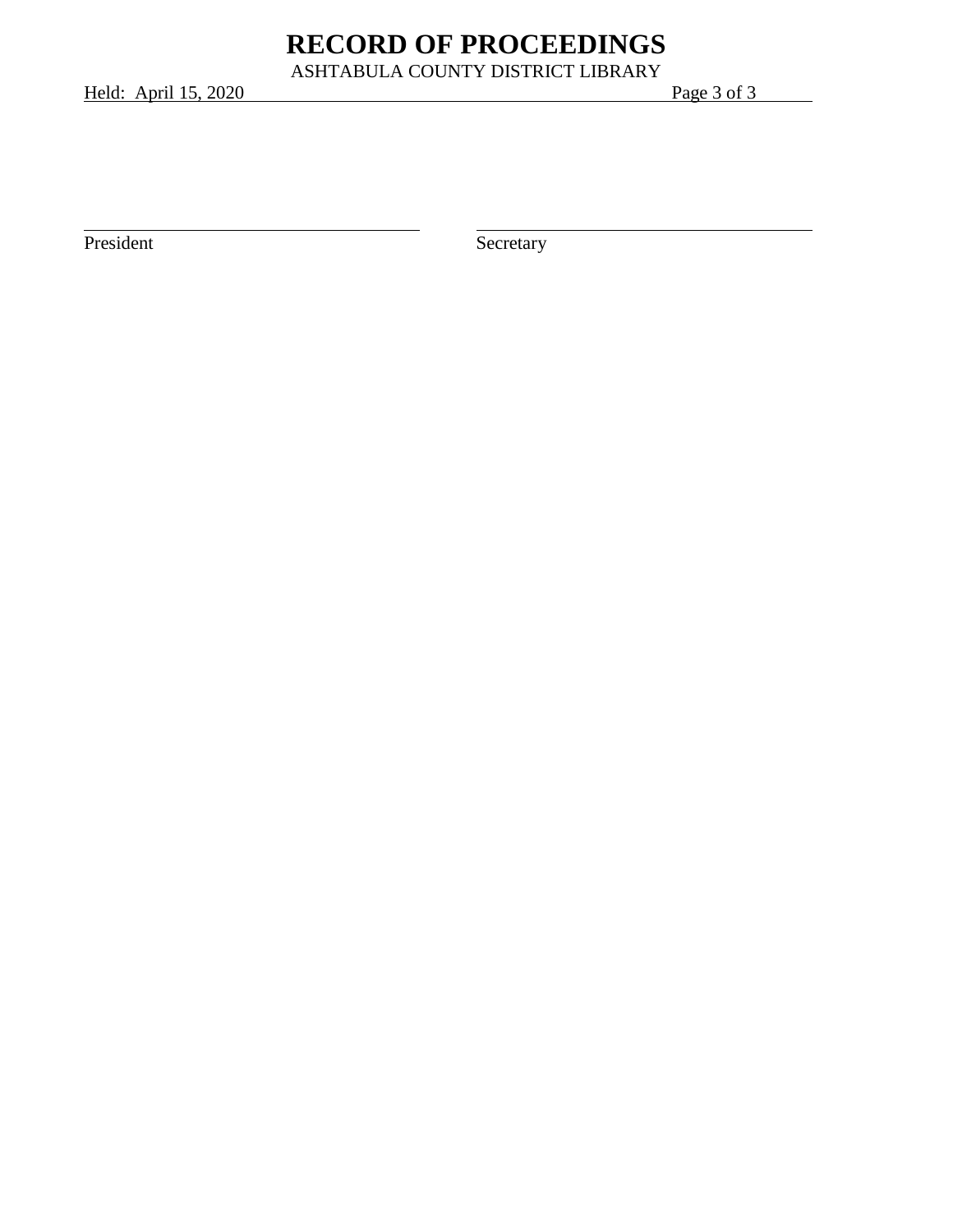President

Secretary